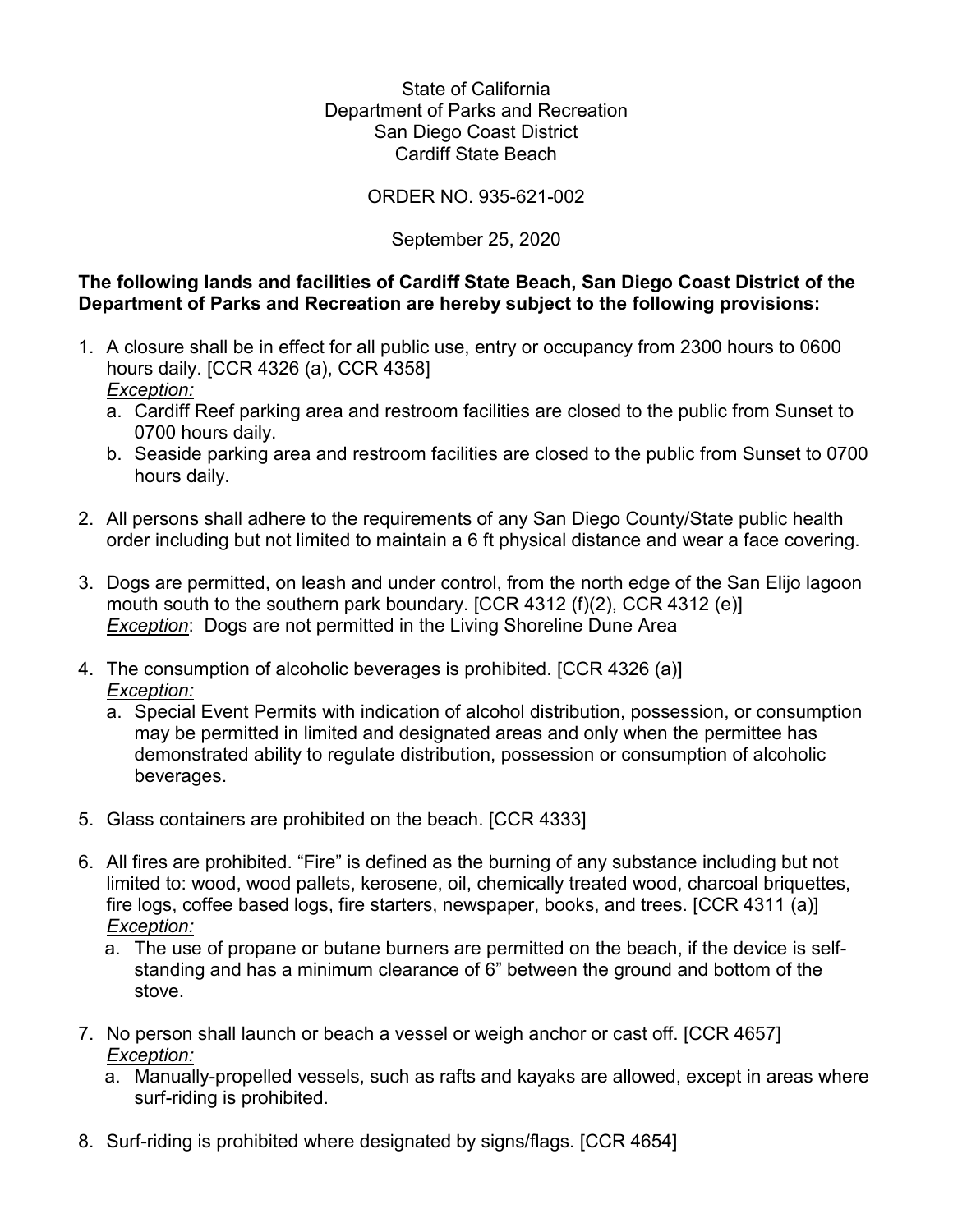State of California
Department of Parks and Recreation
San Diego Coast District
Cardiff State Beach

ORDER NO. 935-621-002

September 25, 2020

**The following lands and facilities of Cardiff State Beach, San Diego Coast District of the Department of Parks and Recreation are hereby subject to the following provisions:**

1. A closure shall be in effect for all public use, entry or occupancy from 2300 hours to 0600 hours daily. [CCR 4326 (a), CCR 4358]
   *Exception:*
   a. Cardiff Reef parking area and restroom facilities are closed to the public from Sunset to 0700 hours daily.
   b. Seaside parking area and restroom facilities are closed to the public from Sunset to 0700 hours daily.

2. All persons shall adhere to the requirements of any San Diego County/State public health order including but not limited to maintain a 6 ft physical distance and wear a face covering.

3. Dogs are permitted, on leash and under control, from the north edge of the San Elijo lagoon mouth south to the southern park boundary. [CCR 4312 (f)(2), CCR 4312 (e)]
   *Exception*: Dogs are not permitted in the Living Shoreline Dune Area

4. The consumption of alcoholic beverages is prohibited. [CCR 4326 (a)]
   *Exception:*
   a. Special Event Permits with indication of alcohol distribution, possession, or consumption may be permitted in limited and designated areas and only when the permittee has demonstrated ability to regulate distribution, possession or consumption of alcoholic beverages.

5. Glass containers are prohibited on the beach. [CCR 4333]

6. All fires are prohibited. "Fire" is defined as the burning of any substance including but not limited to: wood, wood pallets, kerosene, oil, chemically treated wood, charcoal briquettes, fire logs, coffee based logs, fire starters, newspaper, books, and trees. [CCR 4311 (a)]
   *Exception:*
   a. The use of propane or butane burners are permitted on the beach, if the device is self-standing and has a minimum clearance of 6" between the ground and bottom of the stove.

7. No person shall launch or beach a vessel or weigh anchor or cast off. [CCR 4657]
   *Exception:*
   a. Manually-propelled vessels, such as rafts and kayaks are allowed, except in areas where surf-riding is prohibited.

8. Surf-riding is prohibited where designated by signs/flags. [CCR 4654]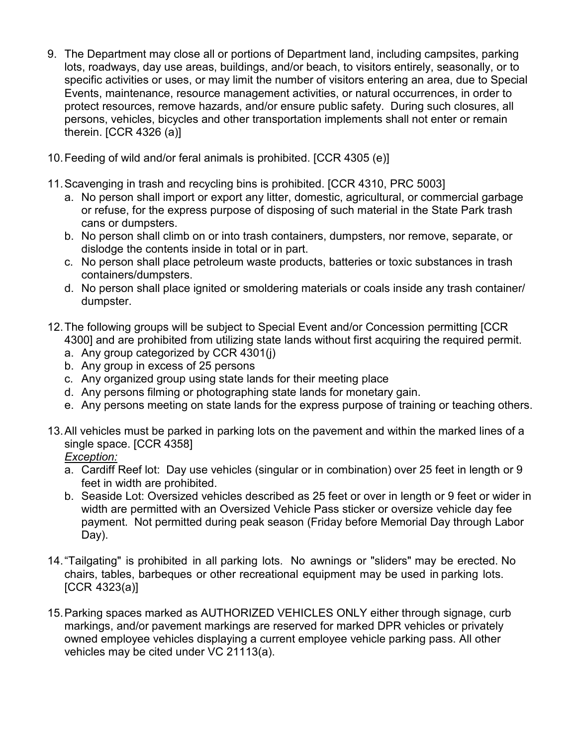9. The Department may close all or portions of Department land, including campsites, parking lots, roadways, day use areas, buildings, and/or beach, to visitors entirely, seasonally, or to specific activities or uses, or may limit the number of visitors entering an area, due to Special Events, maintenance, resource management activities, or natural occurrences, in order to protect resources, remove hazards, and/or ensure public safety. During such closures, all persons, vehicles, bicycles and other transportation implements shall not enter or remain therein. [CCR 4326 (a)]

10. Feeding of wild and/or feral animals is prohibited. [CCR 4305 (e)]

11. Scavenging in trash and recycling bins is prohibited. [CCR 4310, PRC 5003]
    a. No person shall import or export any litter, domestic, agricultural, or commercial garbage or refuse, for the express purpose of disposing of such material in the State Park trash cans or dumpsters.
    b. No person shall climb on or into trash containers, dumpsters, nor remove, separate, or dislodge the contents inside in total or in part.
    c. No person shall place petroleum waste products, batteries or toxic substances in trash containers/dumpsters.
    d. No person shall place ignited or smoldering materials or coals inside any trash container/ dumpster.

12. The following groups will be subject to Special Event and/or Concession permitting [CCR 4300] and are prohibited from utilizing state lands without first acquiring the required permit.
    a. Any group categorized by CCR 4301(j)
    b. Any group in excess of 25 persons
    c. Any organized group using state lands for their meeting place
    d. Any persons filming or photographing state lands for monetary gain.
    e. Any persons meeting on state lands for the express purpose of training or teaching others.

13. All vehicles must be parked in parking lots on the pavement and within the marked lines of a single space. [CCR 4358]
    *Exception:*
    a. Cardiff Reef lot: Day use vehicles (singular or in combination) over 25 feet in length or 9 feet in width are prohibited.
    b. Seaside Lot: Oversized vehicles described as 25 feet or over in length or 9 feet or wider in width are permitted with an Oversized Vehicle Pass sticker or oversize vehicle day fee payment. Not permitted during peak season (Friday before Memorial Day through Labor Day).

14. "Tailgating" is prohibited in all parking lots. No awnings or "sliders" may be erected. No chairs, tables, barbeques or other recreational equipment may be used in parking lots. [CCR 4323(a)]

15. Parking spaces marked as AUTHORIZED VEHICLES ONLY either through signage, curb markings, and/or pavement markings are reserved for marked DPR vehicles or privately owned employee vehicles displaying a current employee vehicle parking pass. All other vehicles may be cited under VC 21113(a).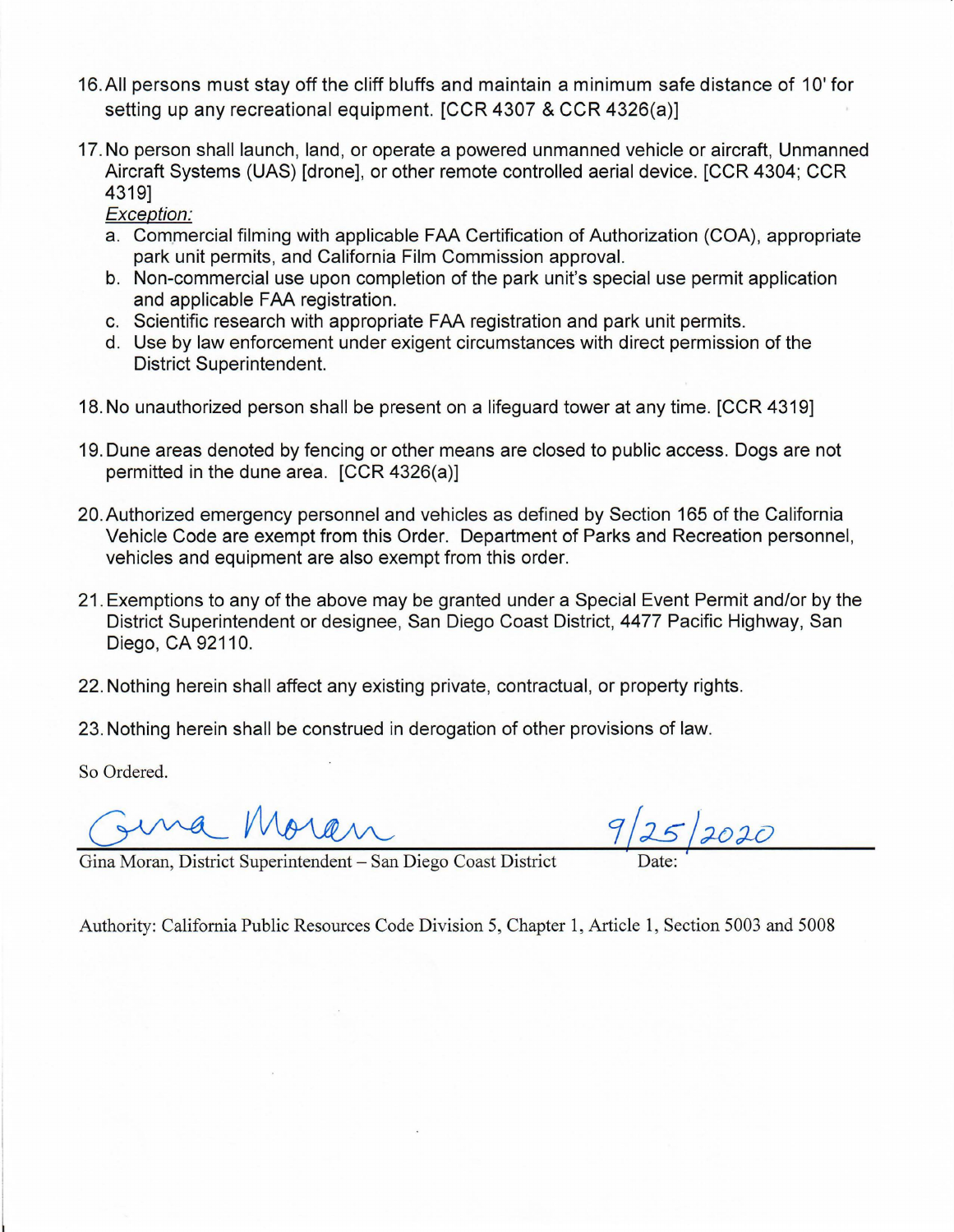16. All persons must stay off the cliff bluffs and maintain a minimum safe distance of 10' for setting up any recreational equipment. [CCR 4307 & CCR 4326(a)]

17. No person shall launch, land, or operate a powered unmanned vehicle or aircraft, Unmanned Aircraft Systems (UAS) [drone], or other remote controlled aerial device. [CCR 4304; CCR 4319]

    _Exception:_

    a. Commercial filming with applicable FAA Certification of Authorization (COA), appropriate park unit permits, and California Film Commission approval.
    b. Non-commercial use upon completion of the park unit's special use permit application and applicable FAA registration.
    c. Scientific research with appropriate FAA registration and park unit permits.
    d. Use by law enforcement under exigent circumstances with direct permission of the District Superintendent.

18. No unauthorized person shall be present on a lifeguard tower at any time. [CCR 4319]

19. Dune areas denoted by fencing or other means are closed to public access. Dogs are not permitted in the dune area. [CCR 4326(a)]

20. Authorized emergency personnel and vehicles as defined by Section 165 of the California Vehicle Code are exempt from this Order. Department of Parks and Recreation personnel, vehicles and equipment are also exempt from this order.

21. Exemptions to any of the above may be granted under a Special Event Permit and/or by the District Superintendent or designee, San Diego Coast District, 4477 Pacific Highway, San Diego, CA 92110.

22. Nothing herein shall affect any existing private, contractual, or property rights.

23. Nothing herein shall be construed in derogation of other provisions of law.

So Ordered.

Gina Moran

Gina Moran, District Superintendent – San Diego Coast District

Date: 9/25/2020

Authority: California Public Resources Code Division 5, Chapter 1, Article 1, Section 5003 and 5008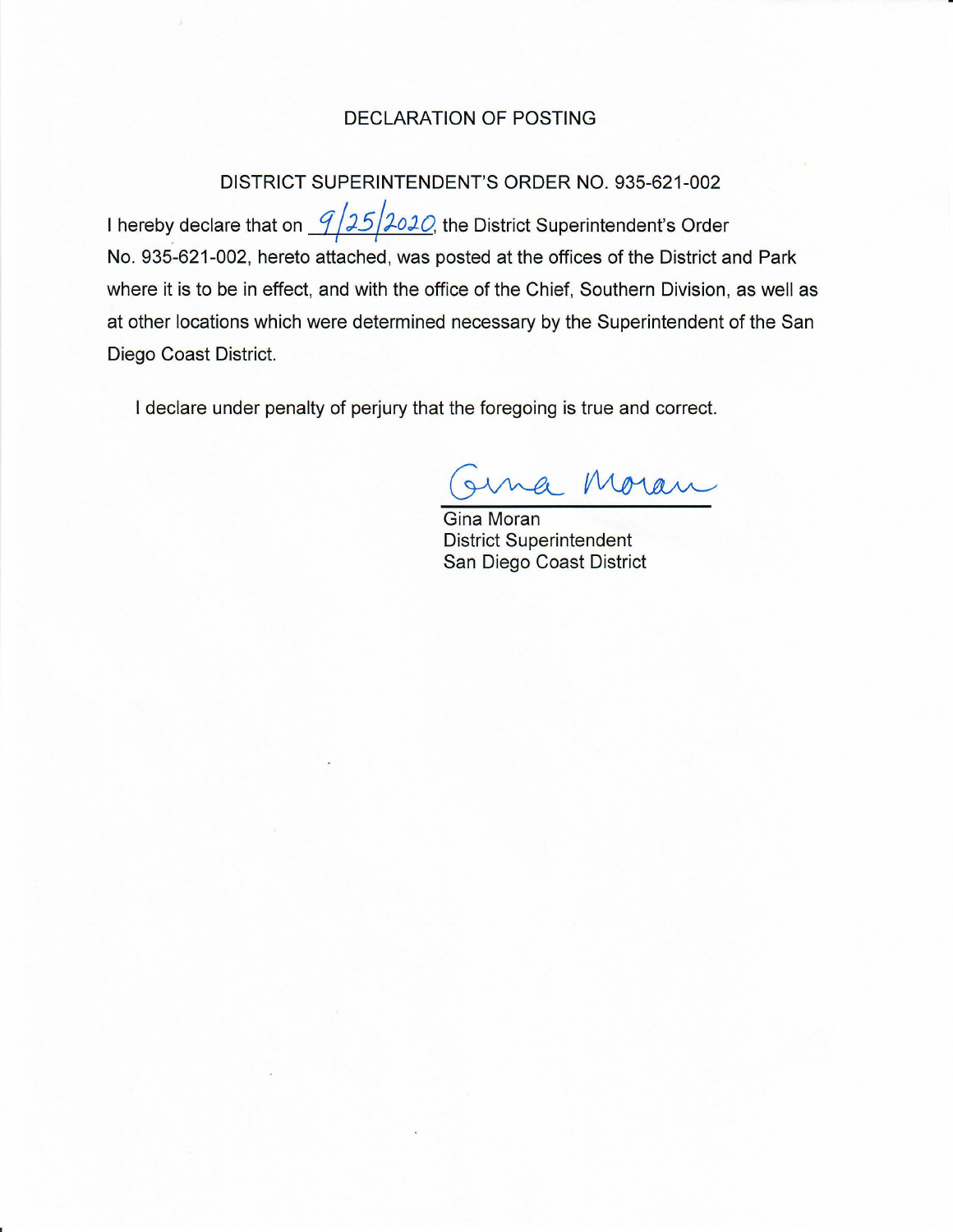# DECLARATION OF POSTING

## DISTRICT SUPERINTENDENT'S ORDER NO. 935-621-002

I hereby declare that on 9/25/2020, the District Superintendent's Order No. 935-621-002, hereto attached, was posted at the offices of the District and Park where it is to be in effect, and with the office of the Chief, Southern Division, as well as at other locations which were determined necessary by the Superintendent of the San Diego Coast District.

I declare under penalty of perjury that the foregoing is true and correct.

Gina Moran

Gina Moran
District Superintendent
San Diego Coast District